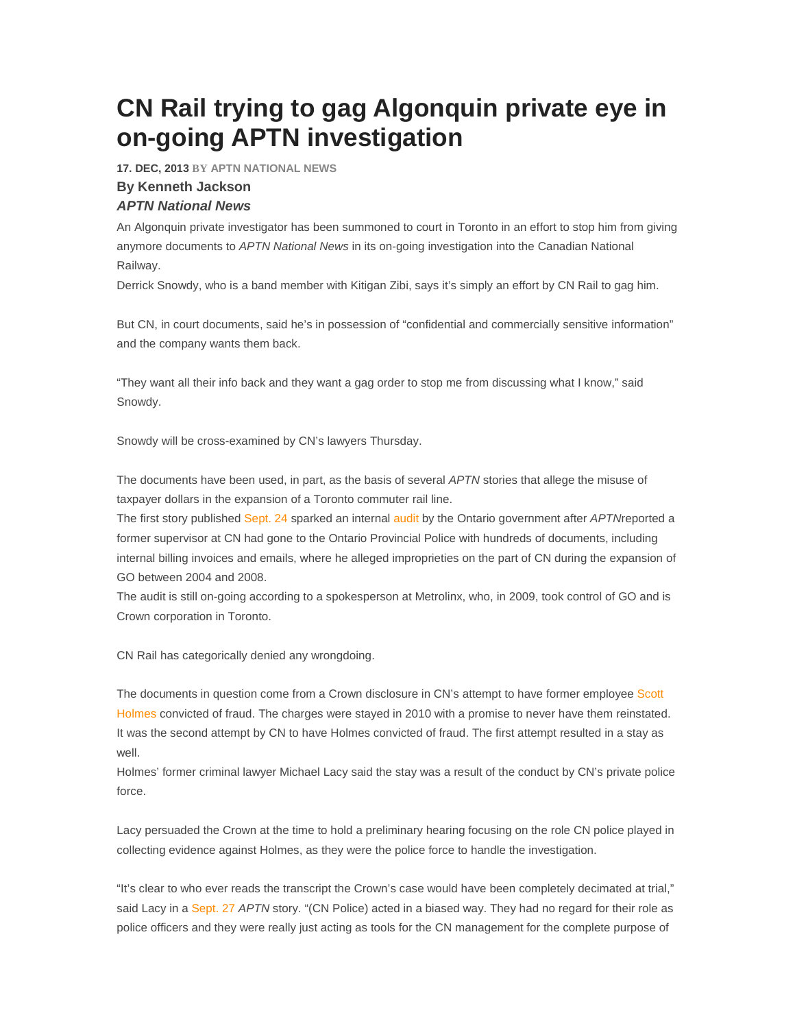# CN Rail trying to gag Algonquin private eye in on-going APTN investigation

**17. DEC, 2013** BY APTN NATIONAL NEWS

### By Kenneth Jackson

### *APTN National News*

An Algonquin private investigator has been summoned to court in Toronto in an effort to stop him from giving anymore documents to *APTN National News* in its on-going investigation into the Canadian National Railway.

Derrick Snowdy, who is a band member with Kitigan Zibi, says it's simply an effort by CN Rail to gag him.

But CN, in court documents, said he's in possession of "confidential and commercially sensitive information" and the company wants them back.

"They want all their info back and they want a gag order to stop me from discussing what I know," said Snowdy.

Snowdy will be cross-examined by CN's lawyers Thursday.

The documents have been used, in part, as the basis of several *APTN* stories that allege the misuse of taxpayer dollars in the expansion of a Toronto commuter rail line.

The first story published Sept. 24 sparked an internal audit by the Ontario government after *APTN*reported a former supervisor at CN had gone to the Ontario Provincial Police with hundreds of documents, including internal billing invoices and emails, where he alleged improprieties on the part of CN during the expansion of GO between 2004 and 2008.

The audit is still on-going according to a spokesperson at Metrolinx, who, in 2009, took control of GO and is Crown corporation in Toronto.

CN Rail has categorically denied any wrongdoing.

The documents in question come from a Crown disclosure in CN's attempt to have former employee Scott Holmes convicted of fraud. The charges were stayed in 2010 with a promise to never have them reinstated. It was the second attempt by CN to have Holmes convicted of fraud. The first attempt resulted in a stay as well.

Holmes' former criminal lawyer Michael Lacy said the stay was a result of the conduct by CN's private police force.

Lacy persuaded the Crown at the time to hold a preliminary hearing focusing on the role CN police played in collecting evidence against Holmes, as they were the police force to handle the investigation.

"It's clear to who ever reads the transcript the Crown's case would have been completely decimated at trial," said Lacy in a Sept. 27 *APTN* story. "(CN Police) acted in a biased way. They had no regard for their role as police officers and they were really just acting as tools for the CN management for the complete purpose of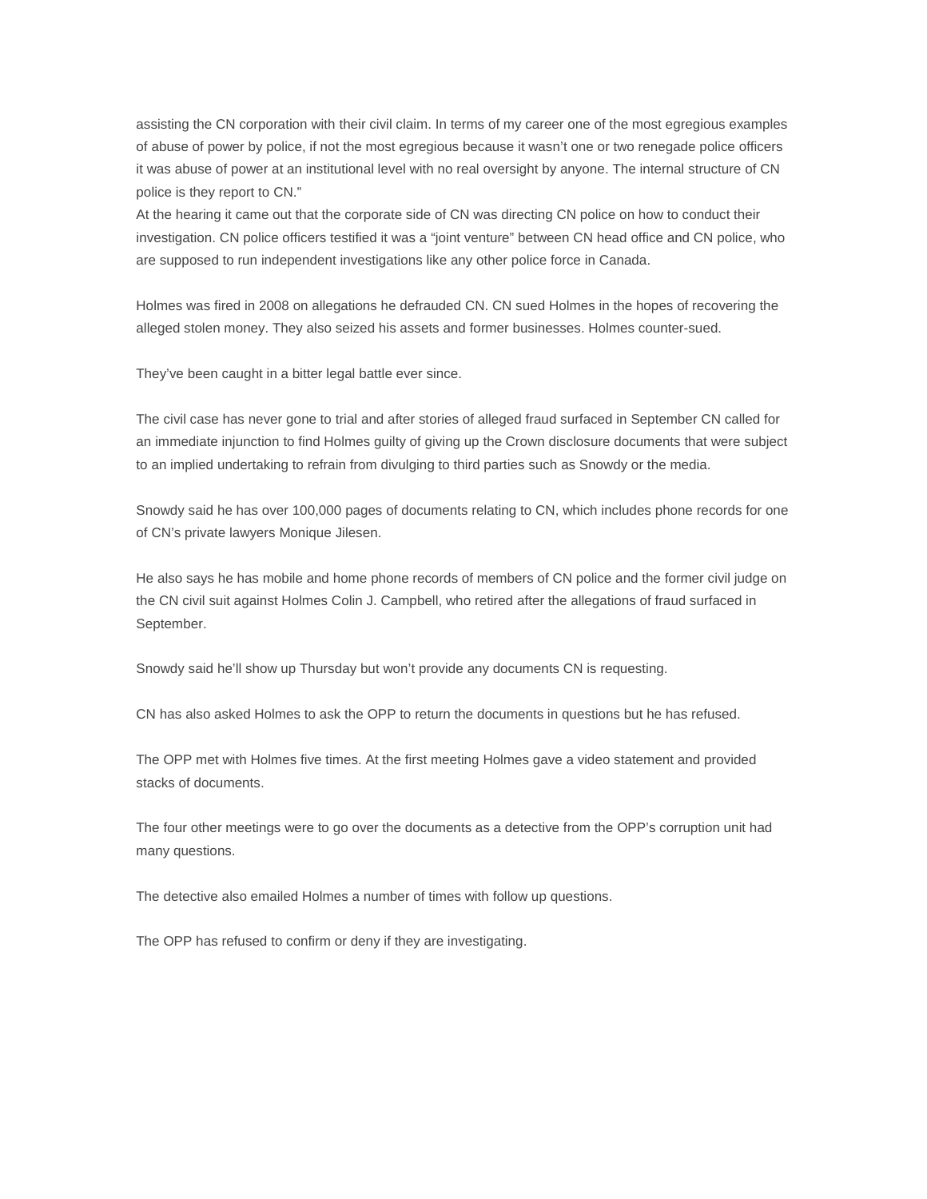assisting the CN corporation with their civil claim. In terms of my career one of the most egregious examples of abuse of power by police, if not the most egregious because it wasn't one or two renegade police officers it was abuse of power at an institutional level with no real oversight by anyone. The internal structure of CN police is they report to CN."

At the hearing it came out that the corporate side of CN was directing CN police on how to conduct their investigation. CN police officers testified it was a "joint venture" between CN head office and CN police, who are supposed to run independent investigations like any other police force in Canada.

Holmes was fired in 2008 on allegations he defrauded CN. CN sued Holmes in the hopes of recovering the alleged stolen money. They also seized his assets and former businesses. Holmes counter-sued.

They've been caught in a bitter legal battle ever since.

The civil case has never gone to trial and after stories of alleged fraud surfaced in September CN called for an immediate injunction to find Holmes guilty of giving up the Crown disclosure documents that were subject to an implied undertaking to refrain from divulging to third parties such as Snowdy or the media.

Snowdy said he has over 100,000 pages of documents relating to CN, which includes phone records for one of CN's private lawyers Monique Jilesen.

He also says he has mobile and home phone records of members of CN police and the former civil judge on the CN civil suit against Holmes Colin J. Campbell, who retired after the allegations of fraud surfaced in September.

Snowdy said he'll show up Thursday but won't provide any documents CN is requesting.

CN has also asked Holmes to ask the OPP to return the documents in questions but he has refused.

The OPP met with Holmes five times. At the first meeting Holmes gave a video statement and provided stacks of documents.

The four other meetings were to go over the documents as a detective from the OPP's corruption unit had many questions.

The detective also emailed Holmes a number of times with follow up questions.

The OPP has refused to confirm or deny if they are investigating.